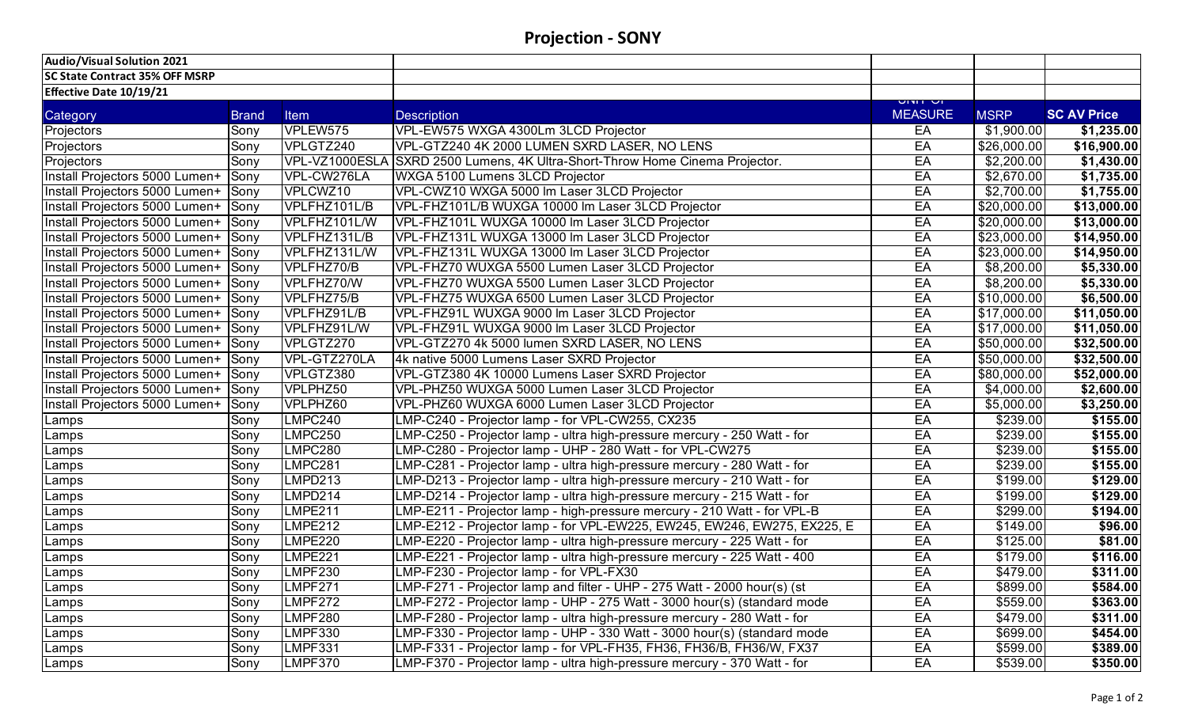# Projection - SONY

| Audio/Visual Solution 2021 | | | | | | |
|---|---|---|---|---|---|---|
| SC State Contract 35% OFF MSRP | | | | | | |
| Effective Date 10/19/21 | | | | | | |
| Category | Brand | Item | Description | UNIT OF MEASURE | MSRP | SC AV Price |
| Projectors | Sony | VPLEW575 | VPL-EW575 WXGA 4300Lm 3LCD Projector | EA | $1,900.00 | $1,235.00 |
| Projectors | Sony | VPLGTZ240 | VPL-GTZ240 4K 2000 LUMEN SXRD LASER, NO LENS | EA | $26,000.00 | $16,900.00 |
| Projectors | Sony | VPL-VZ1000ESLA | SXRD 2500 Lumens, 4K Ultra-Short-Throw Home Cinema Projector. | EA | $2,200.00 | $1,430.00 |
| Install Projectors 5000 Lumen+ | Sony | VPL-CW276LA | WXGA 5100 Lumens 3LCD Projector | EA | $2,670.00 | $1,735.00 |
| Install Projectors 5000 Lumen+ | Sony | VPLCWZ10 | VPL-CWZ10 WXGA 5000 lm Laser 3LCD Projector | EA | $2,700.00 | $1,755.00 |
| Install Projectors 5000 Lumen+ | Sony | VPLFHZ101L/B | VPL-FHZ101L/B WUXGA 10000 lm Laser 3LCD Projector | EA | $20,000.00 | $13,000.00 |
| Install Projectors 5000 Lumen+ | Sony | VPLFHZ101L/W | VPL-FHZ101L WUXGA 10000 lm Laser 3LCD Projector | EA | $20,000.00 | $13,000.00 |
| Install Projectors 5000 Lumen+ | Sony | VPLFHZ131L/B | VPL-FHZ131L WUXGA 13000 lm Laser 3LCD Projector | EA | $23,000.00 | $14,950.00 |
| Install Projectors 5000 Lumen+ | Sony | VPLFHZ131L/W | VPL-FHZ131L WUXGA 13000 lm Laser 3LCD Projector | EA | $23,000.00 | $14,950.00 |
| Install Projectors 5000 Lumen+ | Sony | VPLFHZ70/B | VPL-FHZ70 WUXGA 5500 Lumen Laser 3LCD Projector | EA | $8,200.00 | $5,330.00 |
| Install Projectors 5000 Lumen+ | Sony | VPLFHZ70/W | VPL-FHZ70 WUXGA 5500 Lumen Laser 3LCD Projector | EA | $8,200.00 | $5,330.00 |
| Install Projectors 5000 Lumen+ | Sony | VPLFHZ75/B | VPL-FHZ75 WUXGA 6500 Lumen Laser 3LCD Projector | EA | $10,000.00 | $6,500.00 |
| Install Projectors 5000 Lumen+ | Sony | VPLFHZ91L/B | VPL-FHZ91L WUXGA 9000 lm Laser 3LCD Projector | EA | $17,000.00 | $11,050.00 |
| Install Projectors 5000 Lumen+ | Sony | VPLFHZ91L/W | VPL-FHZ91L WUXGA 9000 lm Laser 3LCD Projector | EA | $17,000.00 | $11,050.00 |
| Install Projectors 5000 Lumen+ | Sony | VPLGTZ270 | VPL-GTZ270 4k 5000 lumen SXRD LASER, NO LENS | EA | $50,000.00 | $32,500.00 |
| Install Projectors 5000 Lumen+ | Sony | VPL-GTZ270LA | 4k native 5000 Lumens Laser SXRD Projector | EA | $50,000.00 | $32,500.00 |
| Install Projectors 5000 Lumen+ | Sony | VPLGTZ380 | VPL-GTZ380 4K 10000 Lumens Laser SXRD Projector | EA | $80,000.00 | $52,000.00 |
| Install Projectors 5000 Lumen+ | Sony | VPLPHZ50 | VPL-PHZ50 WUXGA 5000 Lumen Laser 3LCD Projector | EA | $4,000.00 | $2,600.00 |
| Install Projectors 5000 Lumen+ | Sony | VPLPHZ60 | VPL-PHZ60 WUXGA 6000 Lumen Laser 3LCD Projector | EA | $5,000.00 | $3,250.00 |
| Lamps | Sony | LMPC240 | LMP-C240 - Projector lamp - for VPL-CW255, CX235 | EA | $239.00 | $155.00 |
| Lamps | Sony | LMPC250 | LMP-C250 - Projector lamp - ultra high-pressure mercury - 250 Watt - for | EA | $239.00 | $155.00 |
| Lamps | Sony | LMPC280 | LMP-C280 - Projector lamp - UHP - 280 Watt - for VPL-CW275 | EA | $239.00 | $155.00 |
| Lamps | Sony | LMPC281 | LMP-C281 - Projector lamp - ultra high-pressure mercury - 280 Watt - for | EA | $239.00 | $155.00 |
| Lamps | Sony | LMPD213 | LMP-D213 - Projector lamp - ultra high-pressure mercury - 210 Watt - for | EA | $199.00 | $129.00 |
| Lamps | Sony | LMPD214 | LMP-D214 - Projector lamp - ultra high-pressure mercury - 215 Watt - for | EA | $199.00 | $129.00 |
| Lamps | Sony | LMPE211 | LMP-E211 - Projector lamp - high-pressure mercury - 210 Watt - for VPL-B | EA | $299.00 | $194.00 |
| Lamps | Sony | LMPE212 | LMP-E212 - Projector lamp - for VPL-EW225, EW245, EW246, EW275, EX225, E | EA | $149.00 | $96.00 |
| Lamps | Sony | LMPE220 | LMP-E220 - Projector lamp - ultra high-pressure mercury - 225 Watt - for | EA | $125.00 | $81.00 |
| Lamps | Sony | LMPE221 | LMP-E221 - Projector lamp - ultra high-pressure mercury - 225 Watt - 400 | EA | $179.00 | $116.00 |
| Lamps | Sony | LMPF230 | LMP-F230 - Projector lamp - for VPL-FX30 | EA | $479.00 | $311.00 |
| Lamps | Sony | LMPF271 | LMP-F271 - Projector lamp and filter - UHP - 275 Watt - 2000 hour(s) (st | EA | $899.00 | $584.00 |
| Lamps | Sony | LMPF272 | LMP-F272 - Projector lamp - UHP - 275 Watt - 3000 hour(s) (standard mode | EA | $559.00 | $363.00 |
| Lamps | Sony | LMPF280 | LMP-F280 - Projector lamp - ultra high-pressure mercury - 280 Watt - for | EA | $479.00 | $311.00 |
| Lamps | Sony | LMPF330 | LMP-F330 - Projector lamp - UHP - 330 Watt - 3000 hour(s) (standard mode | EA | $699.00 | $454.00 |
| Lamps | Sony | LMPF331 | LMP-F331 - Projector lamp - for VPL-FH35, FH36, FH36/B, FH36/W, FX37 | EA | $599.00 | $389.00 |
| Lamps | Sony | LMPF370 | LMP-F370 - Projector lamp - ultra high-pressure mercury - 370 Watt - for | EA | $539.00 | $350.00 |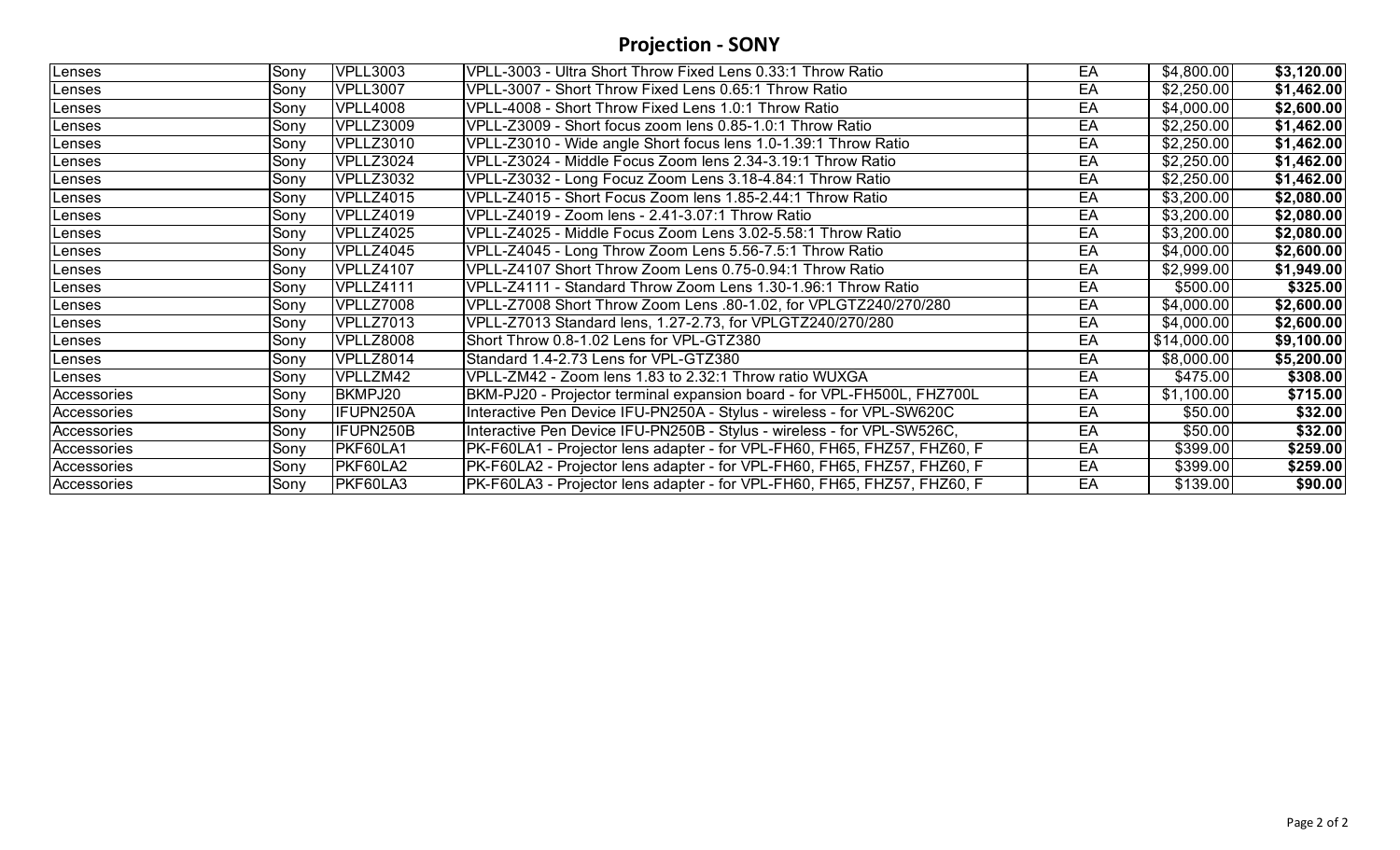# Projection - SONY

| | | | | | | |
|---|---|---|---|---|---|---|
| Lenses | Sony | VPLL3003 | VPLL-3003 - Ultra Short Throw Fixed Lens 0.33:1 Throw Ratio | EA | $4,800.00 | **$3,120.00** |
| Lenses | Sony | VPLL3007 | VPLL-3007 - Short Throw Fixed Lens 0.65:1 Throw Ratio | EA | $2,250.00 | **$1,462.00** |
| Lenses | Sony | VPLL4008 | VPLL-4008 - Short Throw Fixed Lens 1.0:1 Throw Ratio | EA | $4,000.00 | **$2,600.00** |
| Lenses | Sony | VPLLZ3009 | VPLL-Z3009 - Short focus zoom lens 0.85-1.0:1 Throw Ratio | EA | $2,250.00 | **$1,462.00** |
| Lenses | Sony | VPLLZ3010 | VPLL-Z3010 - Wide angle Short focus lens 1.0-1.39:1 Throw Ratio | EA | $2,250.00 | **$1,462.00** |
| Lenses | Sony | VPLLZ3024 | VPLL-Z3024 - Middle Focus Zoom lens 2.34-3.19:1 Throw Ratio | EA | $2,250.00 | **$1,462.00** |
| Lenses | Sony | VPLLZ3032 | VPLL-Z3032 - Long Focuz Zoom Lens 3.18-4.84:1 Throw Ratio | EA | $2,250.00 | **$1,462.00** |
| Lenses | Sony | VPLLZ4015 | VPLL-Z4015 - Short Focus Zoom lens 1.85-2.44:1 Throw Ratio | EA | $3,200.00 | **$2,080.00** |
| Lenses | Sony | VPLLZ4019 | VPLL-Z4019 - Zoom lens - 2.41-3.07:1 Throw Ratio | EA | $3,200.00 | **$2,080.00** |
| Lenses | Sony | VPLLZ4025 | VPLL-Z4025 - Middle Focus Zoom Lens 3.02-5.58:1 Throw Ratio | EA | $3,200.00 | **$2,080.00** |
| Lenses | Sony | VPLLZ4045 | VPLL-Z4045 - Long Throw Zoom Lens 5.56-7.5:1 Throw Ratio | EA | $4,000.00 | **$2,600.00** |
| Lenses | Sony | VPLLZ4107 | VPLL-Z4107 Short Throw Zoom Lens 0.75-0.94:1 Throw Ratio | EA | $2,999.00 | **$1,949.00** |
| Lenses | Sony | VPLLZ4111 | VPLL-Z4111 - Standard Throw Zoom Lens 1.30-1.96:1 Throw Ratio | EA | $500.00 | **$325.00** |
| Lenses | Sony | VPLLZ7008 | VPLL-Z7008 Short Throw Zoom Lens .80-1.02, for VPLGTZ240/270/280 | EA | $4,000.00 | **$2,600.00** |
| Lenses | Sony | VPLLZ7013 | VPLL-Z7013 Standard lens, 1.27-2.73, for VPLGTZ240/270/280 | EA | $4,000.00 | **$2,600.00** |
| Lenses | Sony | VPLLZ8008 | Short Throw 0.8-1.02 Lens for VPL-GTZ380 | EA | $14,000.00 | **$9,100.00** |
| Lenses | Sony | VPLLZ8014 | Standard 1.4-2.73 Lens for VPL-GTZ380 | EA | $8,000.00 | **$5,200.00** |
| Lenses | Sony | VPLLZM42 | VPLL-ZM42 - Zoom lens 1.83 to 2.32:1 Throw ratio WUXGA | EA | $475.00 | **$308.00** |
| Accessories | Sony | BKMPJ20 | BKM-PJ20 - Projector terminal expansion board - for VPL-FH500L, FHZ700L | EA | $1,100.00 | **$715.00** |
| Accessories | Sony | IFUPN250A | Interactive Pen Device IFU-PN250A - Stylus - wireless - for VPL-SW620C | EA | $50.00 | **$32.00** |
| Accessories | Sony | IFUPN250B | Interactive Pen Device IFU-PN250B - Stylus - wireless - for VPL-SW526C, | EA | $50.00 | **$32.00** |
| Accessories | Sony | PKF60LA1 | PK-F60LA1 - Projector lens adapter - for VPL-FH60, FH65, FHZ57, FHZ60, F | EA | $399.00 | **$259.00** |
| Accessories | Sony | PKF60LA2 | PK-F60LA2 - Projector lens adapter - for VPL-FH60, FH65, FHZ57, FHZ60, F | EA | $399.00 | **$259.00** |
| Accessories | Sony | PKF60LA3 | PK-F60LA3 - Projector lens adapter - for VPL-FH60, FH65, FHZ57, FHZ60, F | EA | $139.00 | **$90.00** |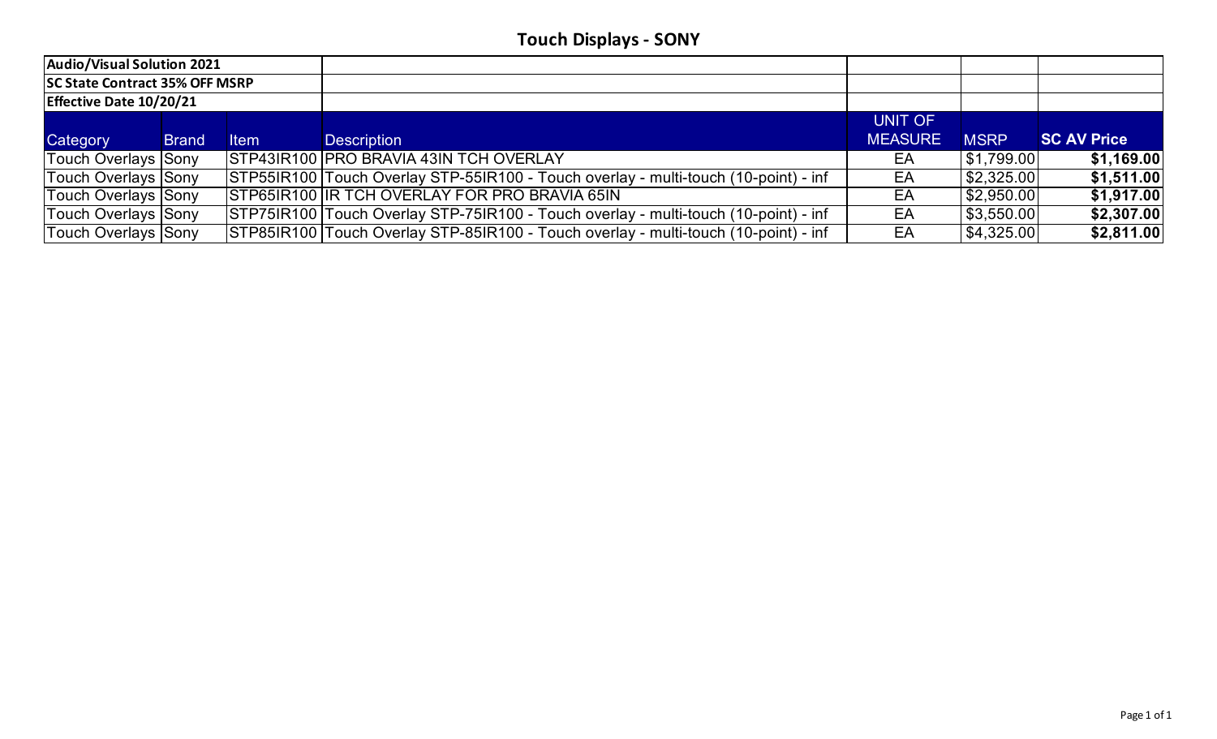# Touch Displays - SONY

| Audio/Visual Solution 2021 | | | | | | |
|---|---|---|---|---|---|---|
| SC State Contract 35% OFF MSRP | | | | | | |
| Effective Date 10/20/21 | | | | | | |
| Category | Brand | Item | Description | UNIT OF MEASURE | MSRP | SC AV Price |
| Touch Overlays | Sony | STP43IR100 | PRO BRAVIA 43IN TCH OVERLAY | EA | $1,799.00 | **$1,169.00** |
| Touch Overlays | Sony | STP55IR100 | Touch Overlay STP-55IR100 - Touch overlay - multi-touch (10-point) - inf | EA | $2,325.00 | **$1,511.00** |
| Touch Overlays | Sony | STP65IR100 | IR TCH OVERLAY FOR PRO BRAVIA 65IN | EA | $2,950.00 | **$1,917.00** |
| Touch Overlays | Sony | STP75IR100 | Touch Overlay STP-75IR100 - Touch overlay - multi-touch (10-point) - inf | EA | $3,550.00 | **$2,307.00** |
| Touch Overlays | Sony | STP85IR100 | Touch Overlay STP-85IR100 - Touch overlay - multi-touch (10-point) - inf | EA | $4,325.00 | **$2,811.00** |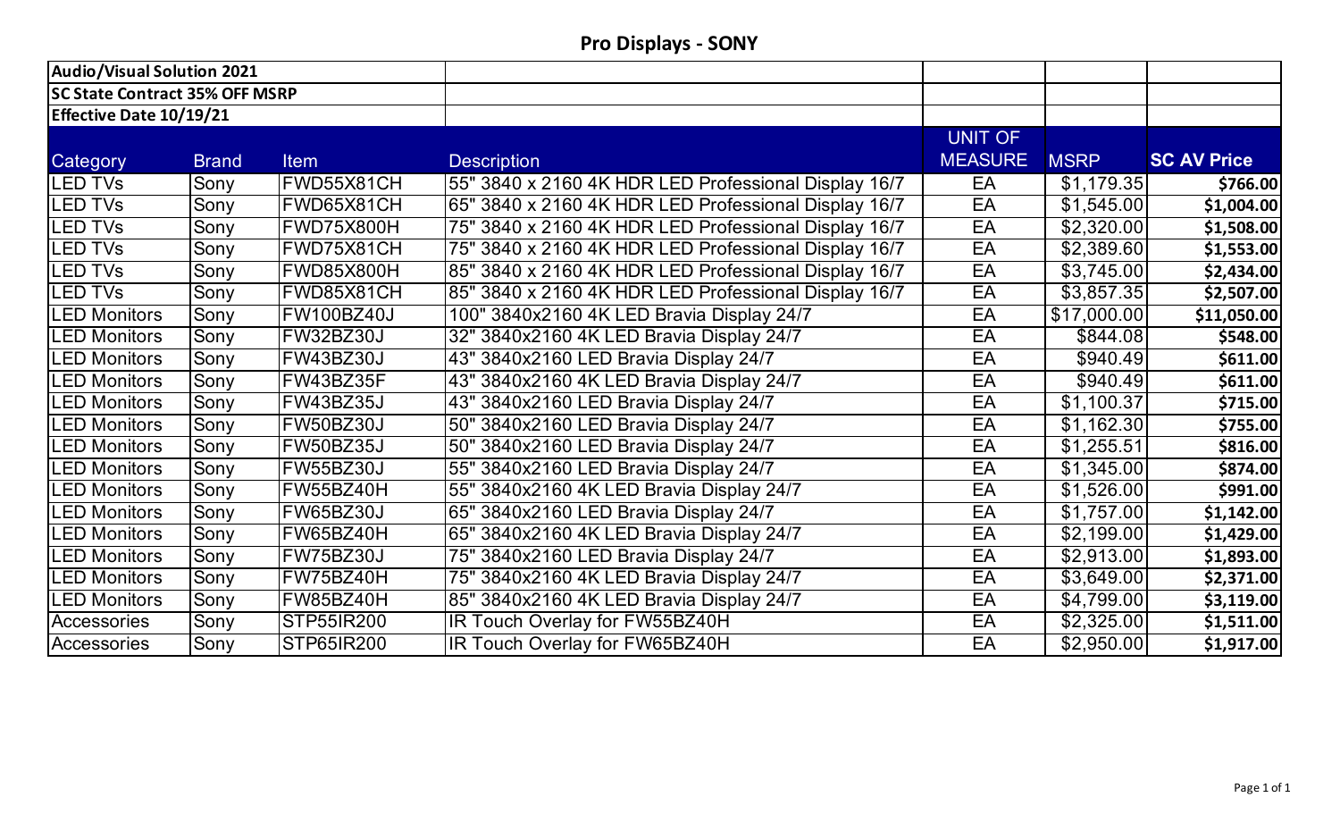# Pro Displays - SONY

| Audio/Visual Solution 2021 | | | | | | |
|---|---|---|---|---|---|---|
| SC State Contract 35% OFF MSRP | | | | | | |
| Effective Date 10/19/21 | | | | | | |
| Category | Brand | Item | Description | UNIT OF MEASURE | MSRP | SC AV Price |
| LED TVs | Sony | FWD55X81CH | 55" 3840 x 2160 4K HDR LED Professional Display 16/7 | EA | $1,179.35 | **$766.00** |
| LED TVs | Sony | FWD65X81CH | 65" 3840 x 2160 4K HDR LED Professional Display 16/7 | EA | $1,545.00 | **$1,004.00** |
| LED TVs | Sony | FWD75X800H | 75" 3840 x 2160 4K HDR LED Professional Display 16/7 | EA | $2,320.00 | **$1,508.00** |
| LED TVs | Sony | FWD75X81CH | 75" 3840 x 2160 4K HDR LED Professional Display 16/7 | EA | $2,389.60 | **$1,553.00** |
| LED TVs | Sony | FWD85X800H | 85" 3840 x 2160 4K HDR LED Professional Display 16/7 | EA | $3,745.00 | **$2,434.00** |
| LED TVs | Sony | FWD85X81CH | 85" 3840 x 2160 4K HDR LED Professional Display 16/7 | EA | $3,857.35 | **$2,507.00** |
| LED Monitors | Sony | FW100BZ40J | 100" 3840x2160 4K LED Bravia Display 24/7 | EA | $17,000.00 | **$11,050.00** |
| LED Monitors | Sony | FW32BZ30J | 32" 3840x2160 4K LED Bravia Display 24/7 | EA | $844.08 | **$548.00** |
| LED Monitors | Sony | FW43BZ30J | 43" 3840x2160 LED Bravia Display 24/7 | EA | $940.49 | **$611.00** |
| LED Monitors | Sony | FW43BZ35F | 43" 3840x2160 4K LED Bravia Display 24/7 | EA | $940.49 | **$611.00** |
| LED Monitors | Sony | FW43BZ35J | 43" 3840x2160 LED Bravia Display 24/7 | EA | $1,100.37 | **$715.00** |
| LED Monitors | Sony | FW50BZ30J | 50" 3840x2160 LED Bravia Display 24/7 | EA | $1,162.30 | **$755.00** |
| LED Monitors | Sony | FW50BZ35J | 50" 3840x2160 LED Bravia Display 24/7 | EA | $1,255.51 | **$816.00** |
| LED Monitors | Sony | FW55BZ30J | 55" 3840x2160 LED Bravia Display 24/7 | EA | $1,345.00 | **$874.00** |
| LED Monitors | Sony | FW55BZ40H | 55" 3840x2160 4K LED Bravia Display 24/7 | EA | $1,526.00 | **$991.00** |
| LED Monitors | Sony | FW65BZ30J | 65" 3840x2160 LED Bravia Display 24/7 | EA | $1,757.00 | **$1,142.00** |
| LED Monitors | Sony | FW65BZ40H | 65" 3840x2160 4K LED Bravia Display 24/7 | EA | $2,199.00 | **$1,429.00** |
| LED Monitors | Sony | FW75BZ30J | 75" 3840x2160 LED Bravia Display 24/7 | EA | $2,913.00 | **$1,893.00** |
| LED Monitors | Sony | FW75BZ40H | 75" 3840x2160 4K LED Bravia Display 24/7 | EA | $3,649.00 | **$2,371.00** |
| LED Monitors | Sony | FW85BZ40H | 85" 3840x2160 4K LED Bravia Display 24/7 | EA | $4,799.00 | **$3,119.00** |
| Accessories | Sony | STP55IR200 | IR Touch Overlay for FW55BZ40H | EA | $2,325.00 | **$1,511.00** |
| Accessories | Sony | STP65IR200 | IR Touch Overlay for FW65BZ40H | EA | $2,950.00 | **$1,917.00** |